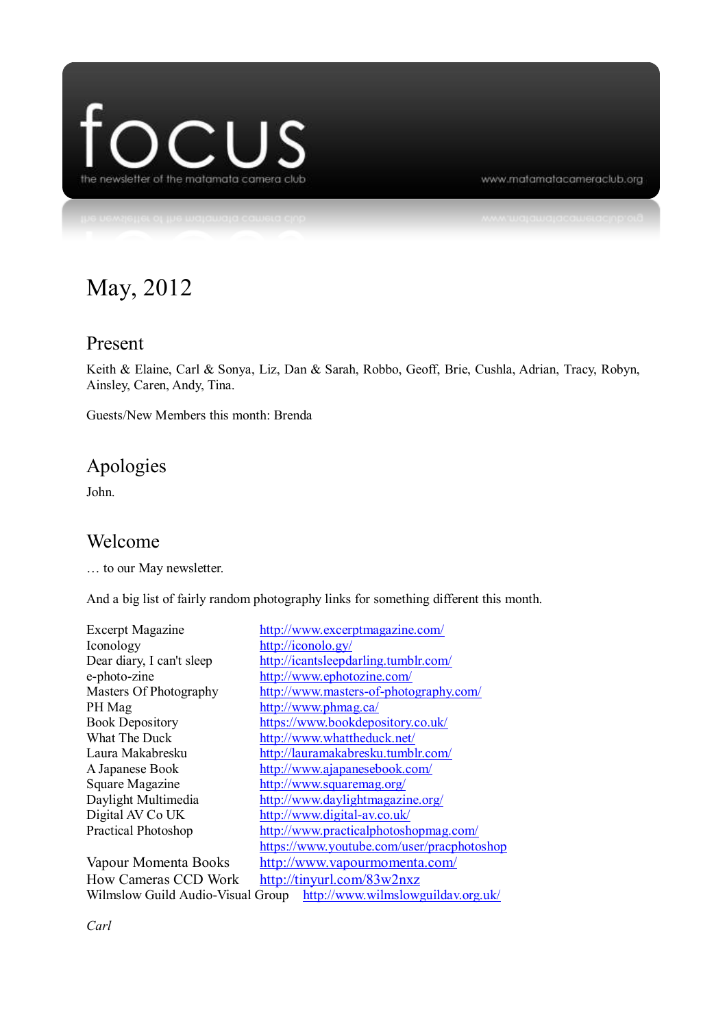# focus

the newsletter of the matamata camera club

www.matamatacameraclub.org

## May, 2012

### Present

Keith & Elaine, Carl & Sonya, Liz, Dan & Sarah, Robbo, Geoff, Brie, Cushla, Adrian, Tracy, Robyn, Ainsley, Caren, Andy, Tina.

Guests/New Members this month: Brenda

### Apologies

John.

### Welcome

… to our May newsletter.

And a big list of fairly random photography links for something different this month.

| | |
|---|---|
| Excerpt Magazine | http://www.excerptmagazine.com/ |
| Iconology | http://iconolo.gy/ |
| Dear diary, I can't sleep | http://icantsleepdarling.tumblr.com/ |
| e-photo-zine | http://www.ephotozine.com/ |
| Masters Of Photography | http://www.masters-of-photography.com/ |
| PH Mag | http://www.phmag.ca/ |
| Book Depository | https://www.bookdepository.co.uk/ |
| What The Duck | http://www.whattheduck.net/ |
| Laura Makabresku | http://lauramakabresku.tumblr.com/ |
| A Japanese Book | http://www.ajapanesebook.com/ |
| Square Magazine | http://www.squaremag.org/ |
| Daylight Multimedia | http://www.daylightmagazine.org/ |
| Digital AV Co UK | http://www.digital-av.co.uk/ |
| Practical Photoshop | http://www.practicalphotoshopmag.com/ |
| | https://www.youtube.com/user/pracphotoshop |
| Vapour Momenta Books | http://www.vapourmomenta.com/ |
| How Cameras CCD Work | http://tinyurl.com/83w2nxz |
| Wilmslow Guild Audio-Visual Group | http://www.wilmslowguildav.org.uk/ |

*Carl*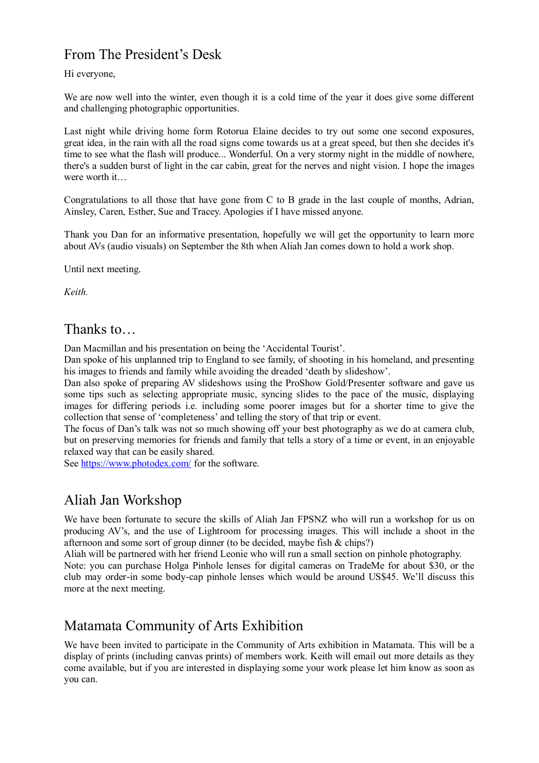## From The President's Desk

Hi everyone,

We are now well into the winter, even though it is a cold time of the year it does give some different and challenging photographic opportunities.

Last night while driving home form Rotorua Elaine decides to try out some one second exposures, great idea, in the rain with all the road signs come towards us at a great speed, but then she decides it's time to see what the flash will produce... Wonderful. On a very stormy night in the middle of nowhere, there's a sudden burst of light in the car cabin, great for the nerves and night vision. I hope the images were worth it…

Congratulations to all those that have gone from C to B grade in the last couple of months, Adrian, Ainsley, Caren, Esther, Sue and Tracey. Apologies if I have missed anyone.

Thank you Dan for an informative presentation, hopefully we will get the opportunity to learn more about AVs (audio visuals) on September the 8th when Aliah Jan comes down to hold a work shop.

Until next meeting.

*Keith.*

## Thanks to…

Dan Macmillan and his presentation on being the 'Accidental Tourist'.
Dan spoke of his unplanned trip to England to see family, of shooting in his homeland, and presenting his images to friends and family while avoiding the dreaded 'death by slideshow'.
Dan also spoke of preparing AV slideshows using the ProShow Gold/Presenter software and gave us some tips such as selecting appropriate music, syncing slides to the pace of the music, displaying images for differing periods i.e. including some poorer images but for a shorter time to give the collection that sense of 'completeness' and telling the story of that trip or event.
The focus of Dan's talk was not so much showing off your best photography as we do at camera club, but on preserving memories for friends and family that tells a story of a time or event, in an enjoyable relaxed way that can be easily shared.
See [https://www.photodex.com/](https://www.photodex.com/) for the software.

## Aliah Jan Workshop

We have been fortunate to secure the skills of Aliah Jan FPSNZ who will run a workshop for us on producing AV's, and the use of Lightroom for processing images. This will include a shoot in the afternoon and some sort of group dinner (to be decided, maybe fish & chips?)
Aliah will be partnered with her friend Leonie who will run a small section on pinhole photography.
Note: you can purchase Holga Pinhole lenses for digital cameras on TradeMe for about $30, or the club may order-in some body-cap pinhole lenses which would be around US$45. We'll discuss this more at the next meeting.

## Matamata Community of Arts Exhibition

We have been invited to participate in the Community of Arts exhibition in Matamata. This will be a display of prints (including canvas prints) of members work. Keith will email out more details as they come available, but if you are interested in displaying some your work please let him know as soon as you can.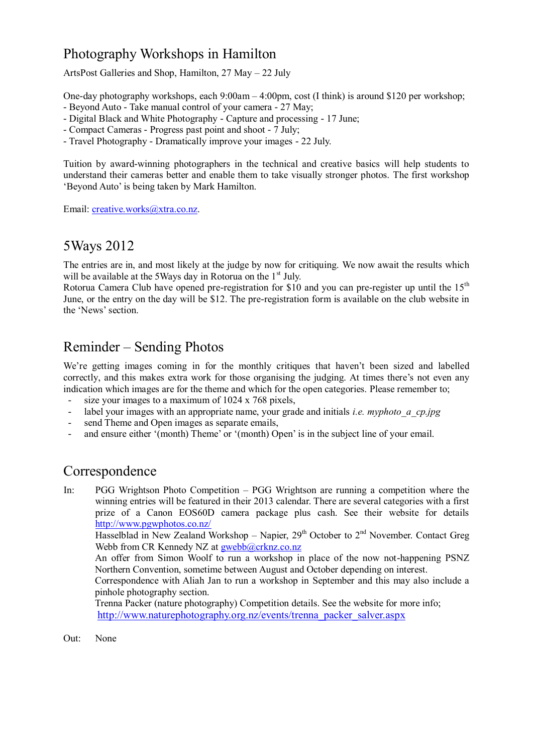## Photography Workshops in Hamilton

ArtsPost Galleries and Shop, Hamilton, 27 May – 22 July

One-day photography workshops, each 9:00am – 4:00pm, cost (I think) is around $120 per workshop;
- Beyond Auto - Take manual control of your camera - 27 May;
- Digital Black and White Photography - Capture and processing - 17 June;
- Compact Cameras - Progress past point and shoot - 7 July;
- Travel Photography - Dramatically improve your images - 22 July.

Tuition by award-winning photographers in the technical and creative basics will help students to understand their cameras better and enable them to take visually stronger photos. The first workshop 'Beyond Auto' is being taken by Mark Hamilton.

Email: creative.works@xtra.co.nz.

## 5Ways 2012

The entries are in, and most likely at the judge by now for critiquing. We now await the results which will be available at the 5Ways day in Rotorua on the 1st July.
Rotorua Camera Club have opened pre-registration for $10 and you can pre-register up until the 15th June, or the entry on the day will be $12. The pre-registration form is available on the club website in the 'News' section.

## Reminder – Sending Photos

We're getting images coming in for the monthly critiques that haven't been sized and labelled correctly, and this makes extra work for those organising the judging. At times there's not even any indication which images are for the theme and which for the open categories. Please remember to;

- size your images to a maximum of 1024 x 768 pixels,
- label your images with an appropriate name, your grade and initials *i.e. myphoto_a_cp.jpg*
- send Theme and Open images as separate emails,
- and ensure either '(month) Theme' or '(month) Open' is in the subject line of your email.

## Correspondence

In: PGG Wrightson Photo Competition – PGG Wrightson are running a competition where the winning entries will be featured in their 2013 calendar. There are several categories with a first prize of a Canon EOS60D camera package plus cash. See their website for details http://www.pgwphotos.co.nz/

Hasselblad in New Zealand Workshop – Napier, 29th October to 2nd November. Contact Greg Webb from CR Kennedy NZ at gwebb@crknz.co.nz

An offer from Simon Woolf to run a workshop in place of the now not-happening PSNZ Northern Convention, sometime between August and October depending on interest.

Correspondence with Aliah Jan to run a workshop in September and this may also include a pinhole photography section.

Trenna Packer (nature photography) Competition details. See the website for more info; http://www.naturephotography.org.nz/events/trenna_packer_salver.aspx

Out: None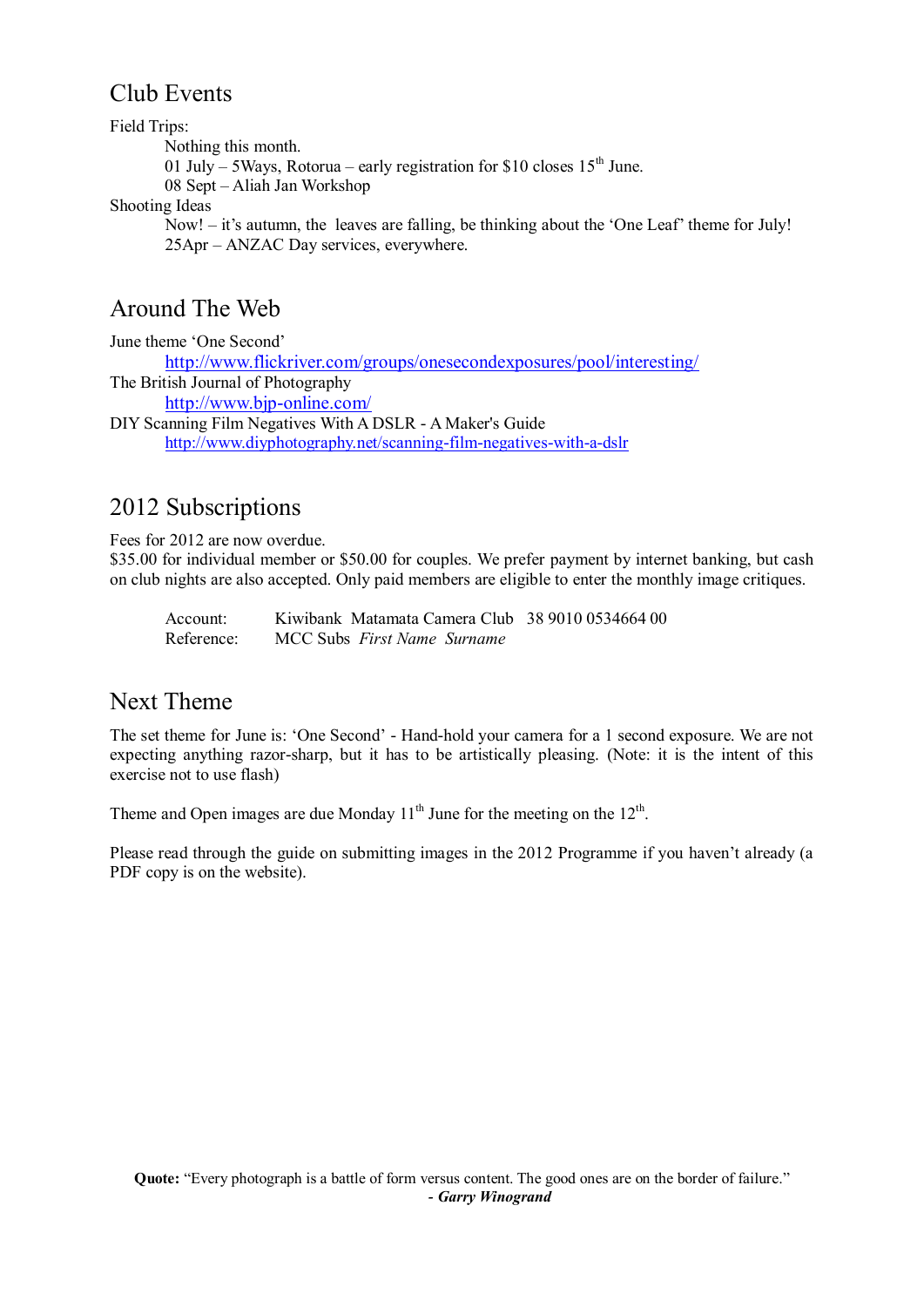## Club Events

Field Trips:

Nothing this month.
01 July – 5Ways, Rotorua – early registration for $10 closes 15th June.
08 Sept – Aliah Jan Workshop

Shooting Ideas

Now! – it's autumn, the leaves are falling, be thinking about the 'One Leaf' theme for July!
25Apr – ANZAC Day services, everywhere.

## Around The Web

June theme 'One Second'
http://www.flickriver.com/groups/onesecondexposures/pool/interesting/

The British Journal of Photography
http://www.bjp-online.com/

DIY Scanning Film Negatives With A DSLR - A Maker's Guide
http://www.diyphotography.net/scanning-film-negatives-with-a-dslr

## 2012 Subscriptions

Fees for 2012 are now overdue.
$35.00 for individual member or $50.00 for couples. We prefer payment by internet banking, but cash on club nights are also accepted. Only paid members are eligible to enter the monthly image critiques.

| | |
|---|---|
| Account: | Kiwibank Matamata Camera Club 38 9010 0534664 00 |
| Reference: | MCC Subs *First Name Surname* |

## Next Theme

The set theme for June is: 'One Second' - Hand-hold your camera for a 1 second exposure. We are not expecting anything razor-sharp, but it has to be artistically pleasing. (Note: it is the intent of this exercise not to use flash)

Theme and Open images are due Monday 11th June for the meeting on the 12th.

Please read through the guide on submitting images in the 2012 Programme if you haven't already (a PDF copy is on the website).

**Quote:** "Every photograph is a battle of form versus content. The good ones are on the border of failure."
- ***Garry Winogrand***